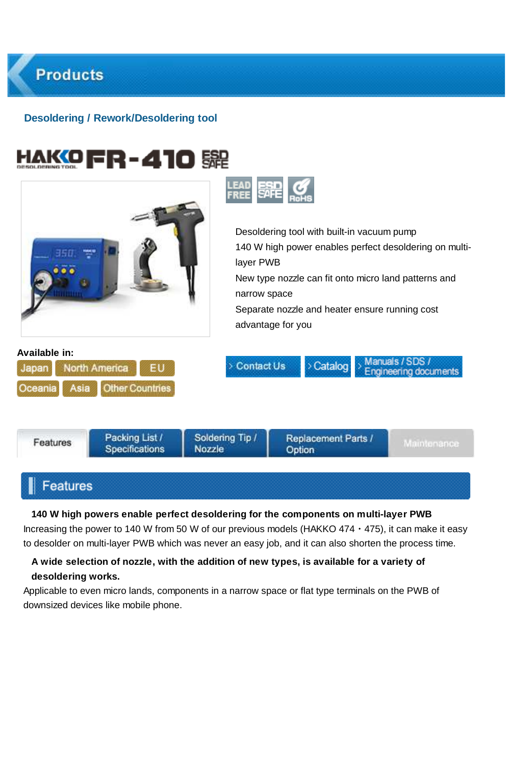# Products

## Desoldering / Rework/Desoldering tool

# HAKKO FR-410 ESD SAFE

LEAD FREE | ESD SAFE | RoHS

Desoldering tool with built-in vacuum pump
140 W high power enables perfect desoldering on multi-layer PWB
New type nozzle can fit onto micro land patterns and narrow space
Separate nozzle and heater ensure running cost advantage for you

**Available in:**

Japan | North America | EU | Oceania | Asia | Other Countries

Contact Us | Catalog | Manuals / SDS / Engineering documents

Features | Packing List / Specifications | Soldering Tip / Nozzle | Replacement Parts / Option | Maintenance

## Features

**140 W high powers enable perfect desoldering for the components on multi-layer PWB**

Increasing the power to 140 W from 50 W of our previous models (HAKKO 474・475), it can make it easy to desolder on multi-layer PWB which was never an easy job, and it can also shorten the process time.

**A wide selection of nozzle, with the addition of new types, is available for a variety of desoldering works.**

Applicable to even micro lands, components in a narrow space or flat type terminals on the PWB of downsized devices like mobile phone.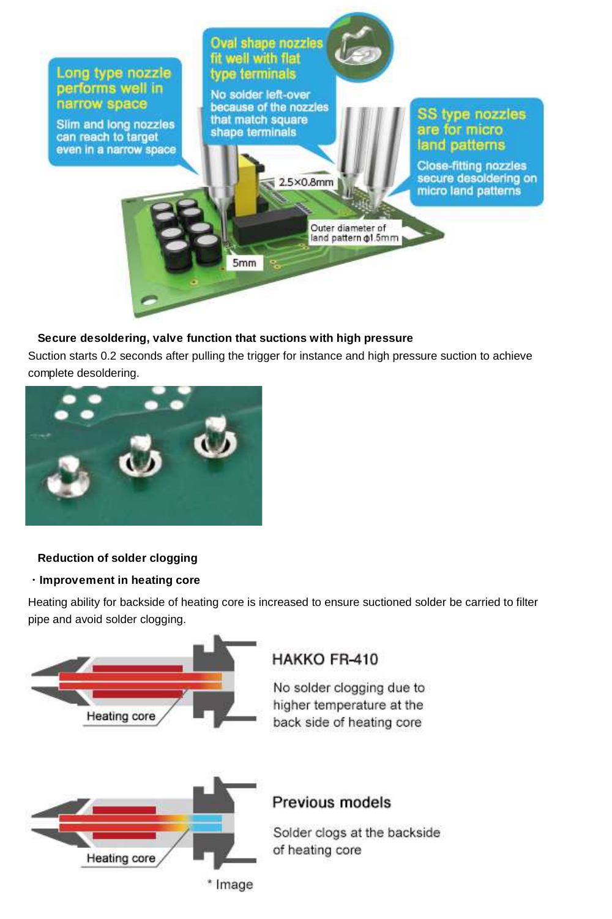**Secure desoldering, valve function that suctions with high pressure**

Suction starts 0.2 seconds after pulling the trigger for instance and high pressure suction to achieve complete desoldering.

**Reduction of solder clogging**

**・Improvement in heating core**

Heating ability for backside of heating core is increased to ensure suctioned solder be carried to filter pipe and avoid solder clogging.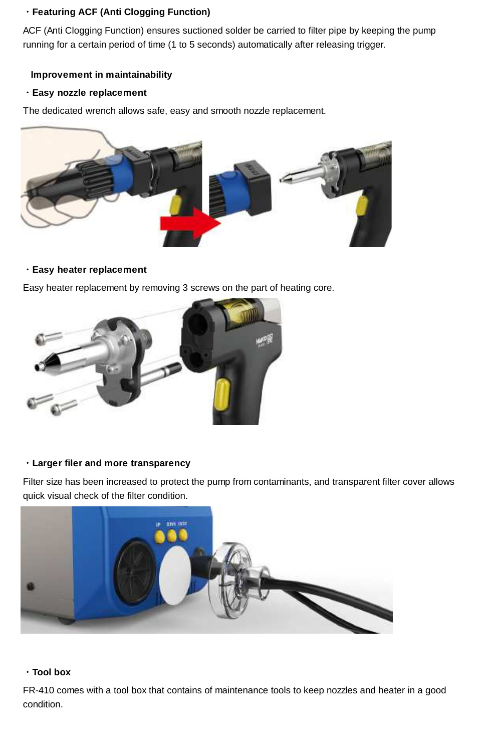・**Featuring ACF (Anti Clogging Function)**

ACF (Anti Clogging Function) ensures suctioned solder be carried to filter pipe by keeping the pump running for a certain period of time (1 to 5 seconds) automatically after releasing trigger.

**Improvement in maintainability**

・**Easy nozzle replacement**

The dedicated wrench allows safe, easy and smooth nozzle replacement.

・**Easy heater replacement**

Easy heater replacement by removing 3 screws on the part of heating core.

・**Larger filer and more transparency**

Filter size has been increased to protect the pump from contaminants, and transparent filter cover allows quick visual check of the filter condition.

・**Tool box**

FR-410 comes with a tool box that contains of maintenance tools to keep nozzles and heater in a good condition.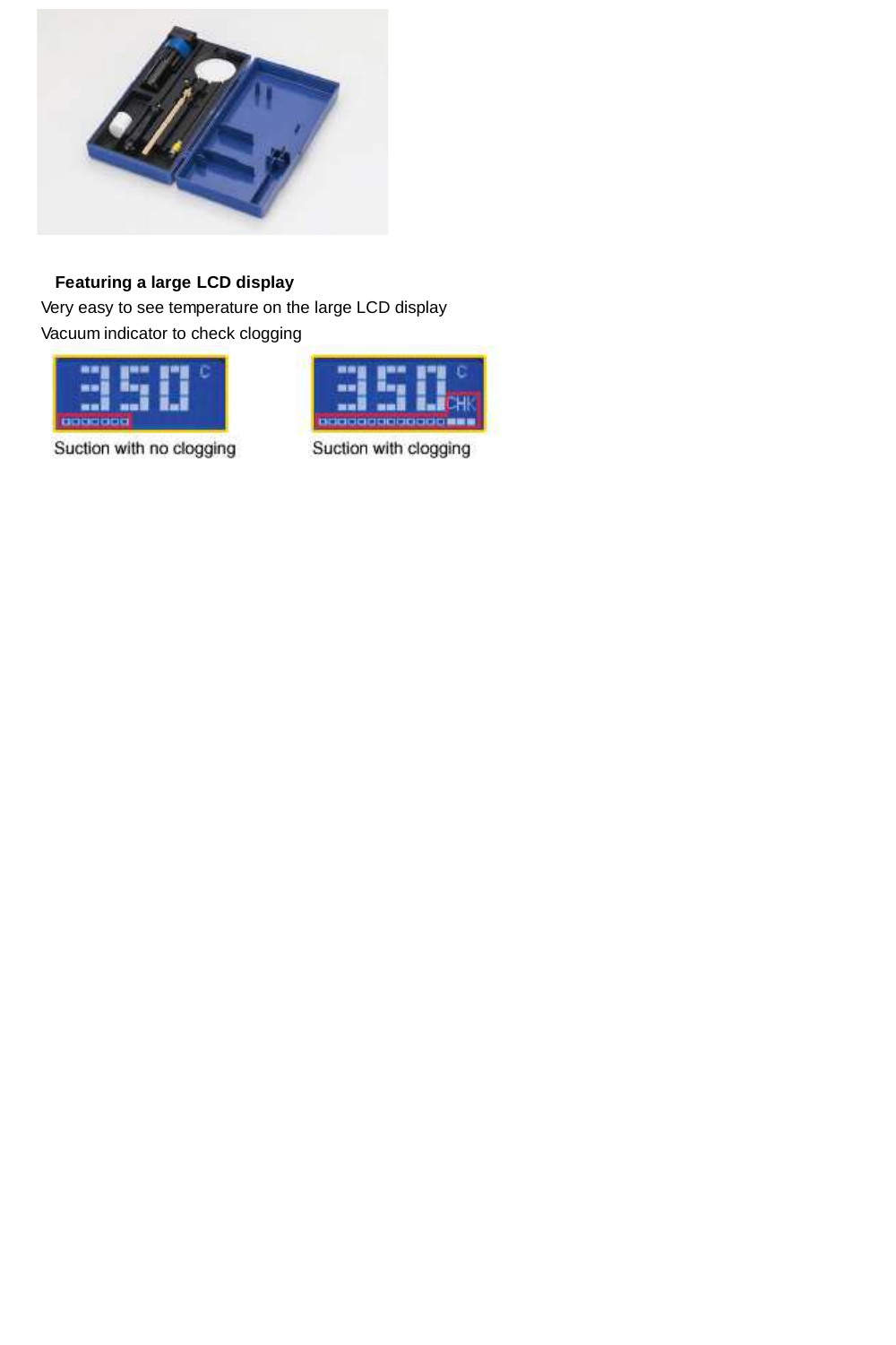**Featuring a large LCD display**

Very easy to see temperature on the large LCD display

Vacuum indicator to check clogging

Suction with no clogging

Suction with clogging